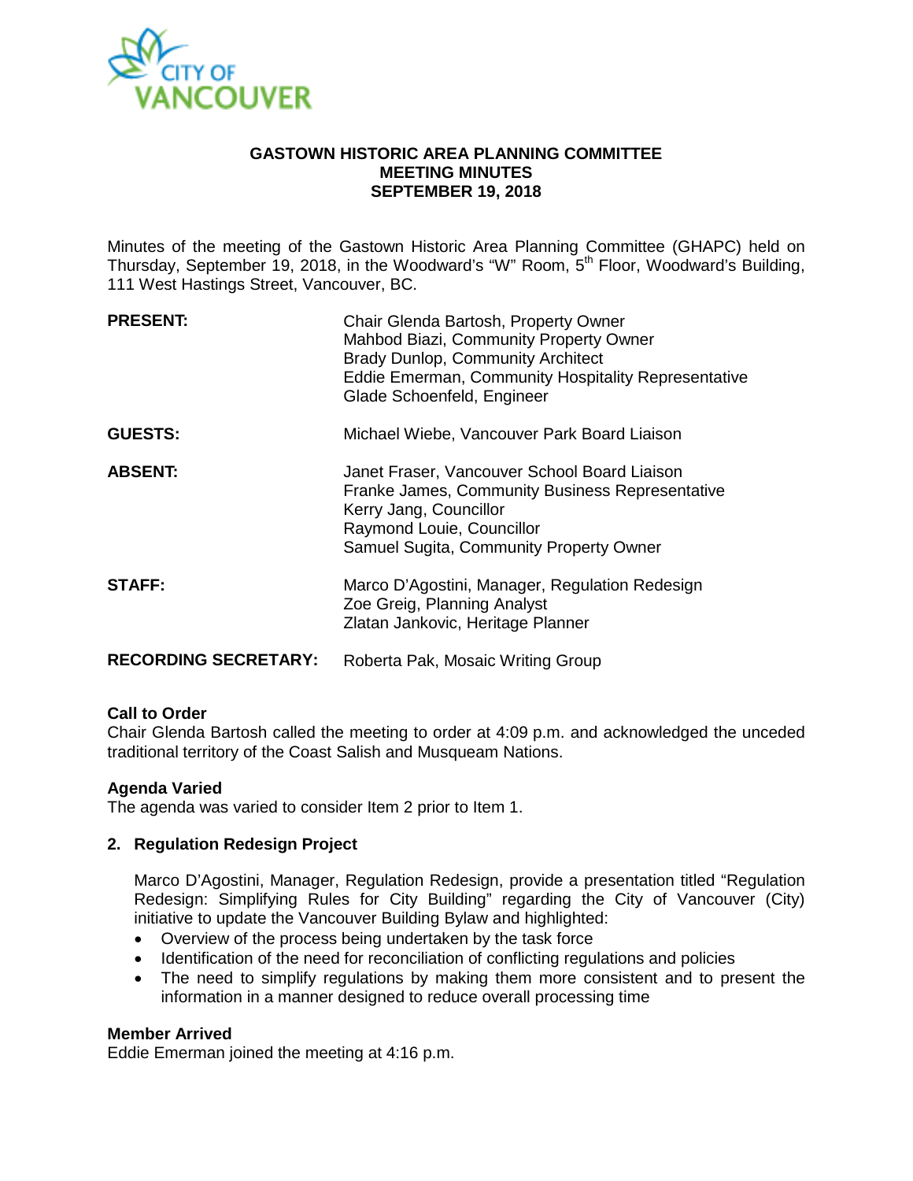# GASTOWN HISTORIC AREA PLANNING COMMITTEE
## MEETING MINUTES
## SEPTEMBER 19, 2018

Minutes of the meeting of the Gastown Historic Area Planning Committee (GHAPC) held on Thursday, September 19, 2018, in the Woodward's "W" Room, 5th Floor, Woodward's Building, 111 West Hastings Street, Vancouver, BC.

| | |
|---|---|
| **PRESENT:** | Chair Glenda Bartosh, Property Owner<br>Mahbod Biazi, Community Property Owner<br>Brady Dunlop, Community Architect<br>Eddie Emerman, Community Hospitality Representative<br>Glade Schoenfeld, Engineer |
| **GUESTS:** | Michael Wiebe, Vancouver Park Board Liaison |
| **ABSENT:** | Janet Fraser, Vancouver School Board Liaison<br>Franke James, Community Business Representative<br>Kerry Jang, Councillor<br>Raymond Louie, Councillor<br>Samuel Sugita, Community Property Owner |
| **STAFF:** | Marco D'Agostini, Manager, Regulation Redesign<br>Zoe Greig, Planning Analyst<br>Zlatan Jankovic, Heritage Planner |
| **RECORDING SECRETARY:** | Roberta Pak, Mosaic Writing Group |

**Call to Order**
Chair Glenda Bartosh called the meeting to order at 4:09 p.m. and acknowledged the unceded traditional territory of the Coast Salish and Musqueam Nations.

**Agenda Varied**
The agenda was varied to consider Item 2 prior to Item 1.

**2. Regulation Redesign Project**

Marco D'Agostini, Manager, Regulation Redesign, provide a presentation titled "Regulation Redesign: Simplifying Rules for City Building" regarding the City of Vancouver (City) initiative to update the Vancouver Building Bylaw and highlighted:

- Overview of the process being undertaken by the task force
- Identification of the need for reconciliation of conflicting regulations and policies
- The need to simplify regulations by making them more consistent and to present the information in a manner designed to reduce overall processing time

**Member Arrived**
Eddie Emerman joined the meeting at 4:16 p.m.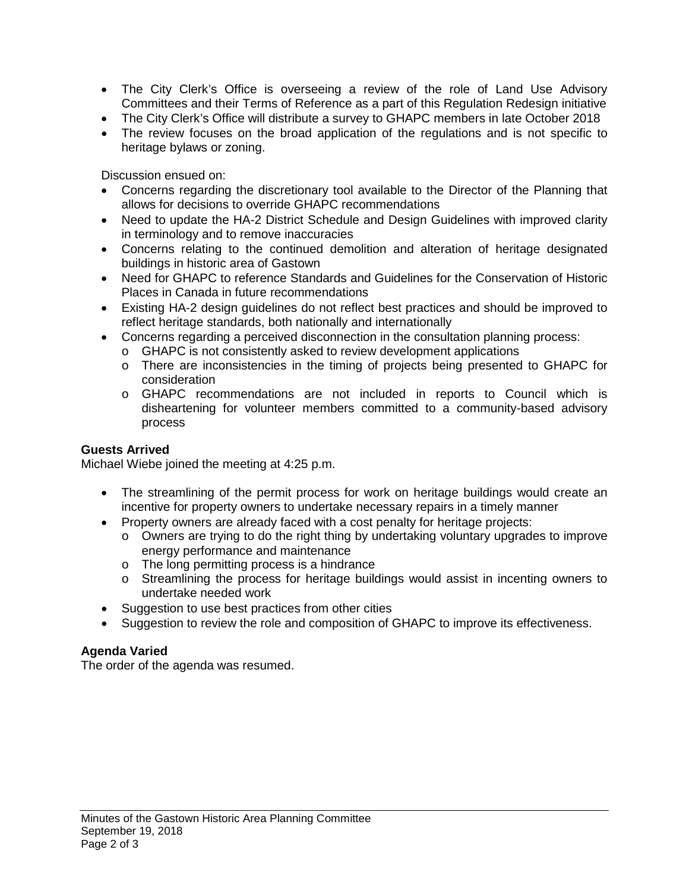- The City Clerk's Office is overseeing a review of the role of Land Use Advisory Committees and their Terms of Reference as a part of this Regulation Redesign initiative
- The City Clerk's Office will distribute a survey to GHAPC members in late October 2018
- The review focuses on the broad application of the regulations and is not specific to heritage bylaws or zoning.

Discussion ensued on:

- Concerns regarding the discretionary tool available to the Director of the Planning that allows for decisions to override GHAPC recommendations
- Need to update the HA-2 District Schedule and Design Guidelines with improved clarity in terminology and to remove inaccuracies
- Concerns relating to the continued demolition and alteration of heritage designated buildings in historic area of Gastown
- Need for GHAPC to reference Standards and Guidelines for the Conservation of Historic Places in Canada in future recommendations
- Existing HA-2 design guidelines do not reflect best practices and should be improved to reflect heritage standards, both nationally and internationally
- Concerns regarding a perceived disconnection in the consultation planning process:
  - GHAPC is not consistently asked to review development applications
  - There are inconsistencies in the timing of projects being presented to GHAPC for consideration
  - GHAPC recommendations are not included in reports to Council which is disheartening for volunteer members committed to a community-based advisory process

**Guests Arrived**
Michael Wiebe joined the meeting at 4:25 p.m.

- The streamlining of the permit process for work on heritage buildings would create an incentive for property owners to undertake necessary repairs in a timely manner
- Property owners are already faced with a cost penalty for heritage projects:
  - Owners are trying to do the right thing by undertaking voluntary upgrades to improve energy performance and maintenance
  - The long permitting process is a hindrance
  - Streamlining the process for heritage buildings would assist in incenting owners to undertake needed work
- Suggestion to use best practices from other cities
- Suggestion to review the role and composition of GHAPC to improve its effectiveness.

**Agenda Varied**
The order of the agenda was resumed.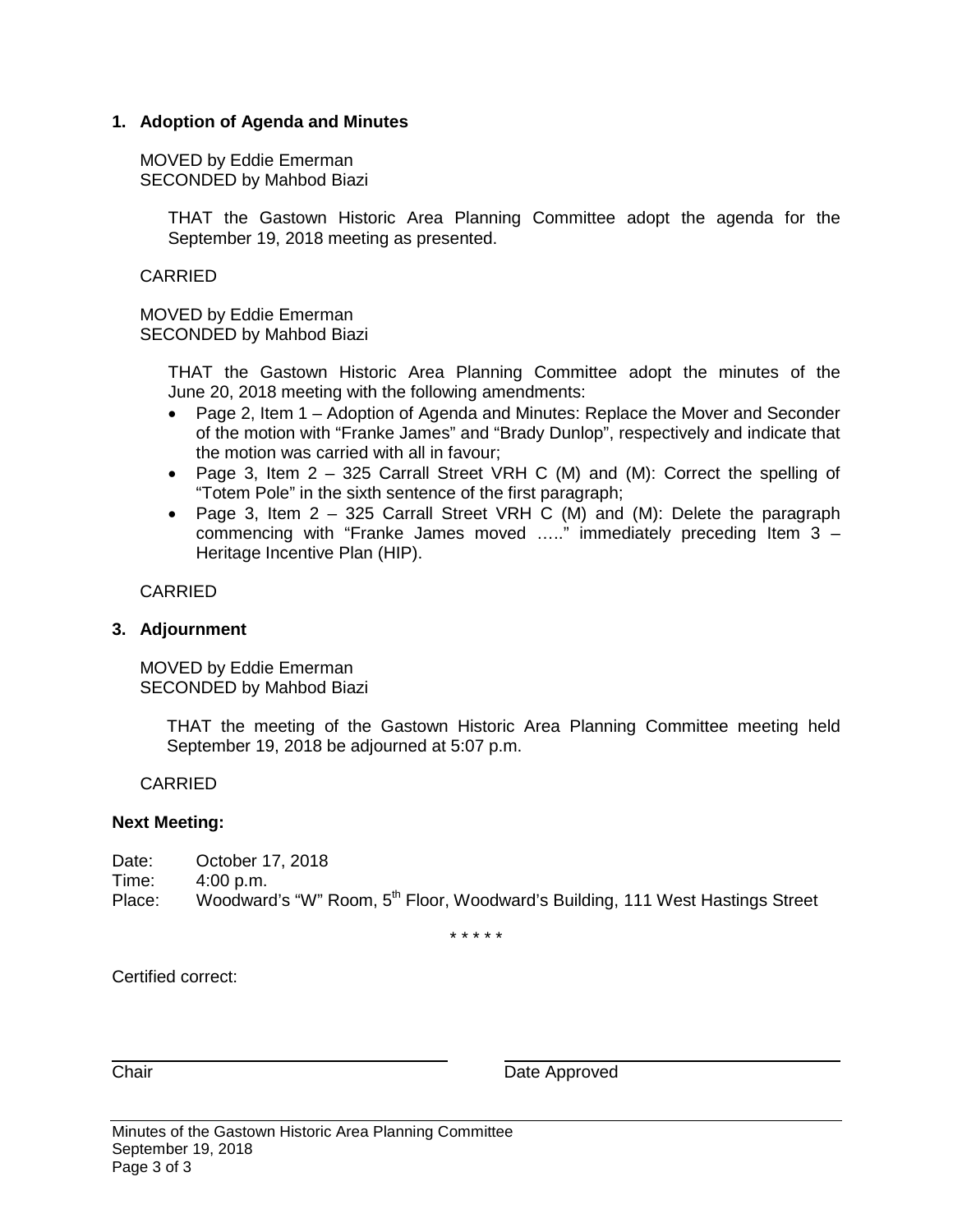## 1. Adoption of Agenda and Minutes

MOVED by Eddie Emerman
SECONDED by Mahbod Biazi

> THAT the Gastown Historic Area Planning Committee adopt the agenda for the September 19, 2018 meeting as presented.

CARRIED

MOVED by Eddie Emerman
SECONDED by Mahbod Biazi

> THAT the Gastown Historic Area Planning Committee adopt the minutes of the June 20, 2018 meeting with the following amendments:
> - Page 2, Item 1 – Adoption of Agenda and Minutes: Replace the Mover and Seconder of the motion with "Franke James" and "Brady Dunlop", respectively and indicate that the motion was carried with all in favour;
> - Page 3, Item 2 – 325 Carrall Street VRH C (M) and (M): Correct the spelling of "Totem Pole" in the sixth sentence of the first paragraph;
> - Page 3, Item 2 – 325 Carrall Street VRH C (M) and (M): Delete the paragraph commencing with "Franke James moved ….." immediately preceding Item 3 – Heritage Incentive Plan (HIP).

CARRIED

## 3. Adjournment

MOVED by Eddie Emerman
SECONDED by Mahbod Biazi

> THAT the meeting of the Gastown Historic Area Planning Committee meeting held September 19, 2018 be adjourned at 5:07 p.m.

CARRIED

**Next Meeting:**

Date: October 17, 2018
Time: 4:00 p.m.
Place: Woodward's "W" Room, 5th Floor, Woodward's Building, 111 West Hastings Street

\* \* \* \* \*

Certified correct:

Chair

Date Approved